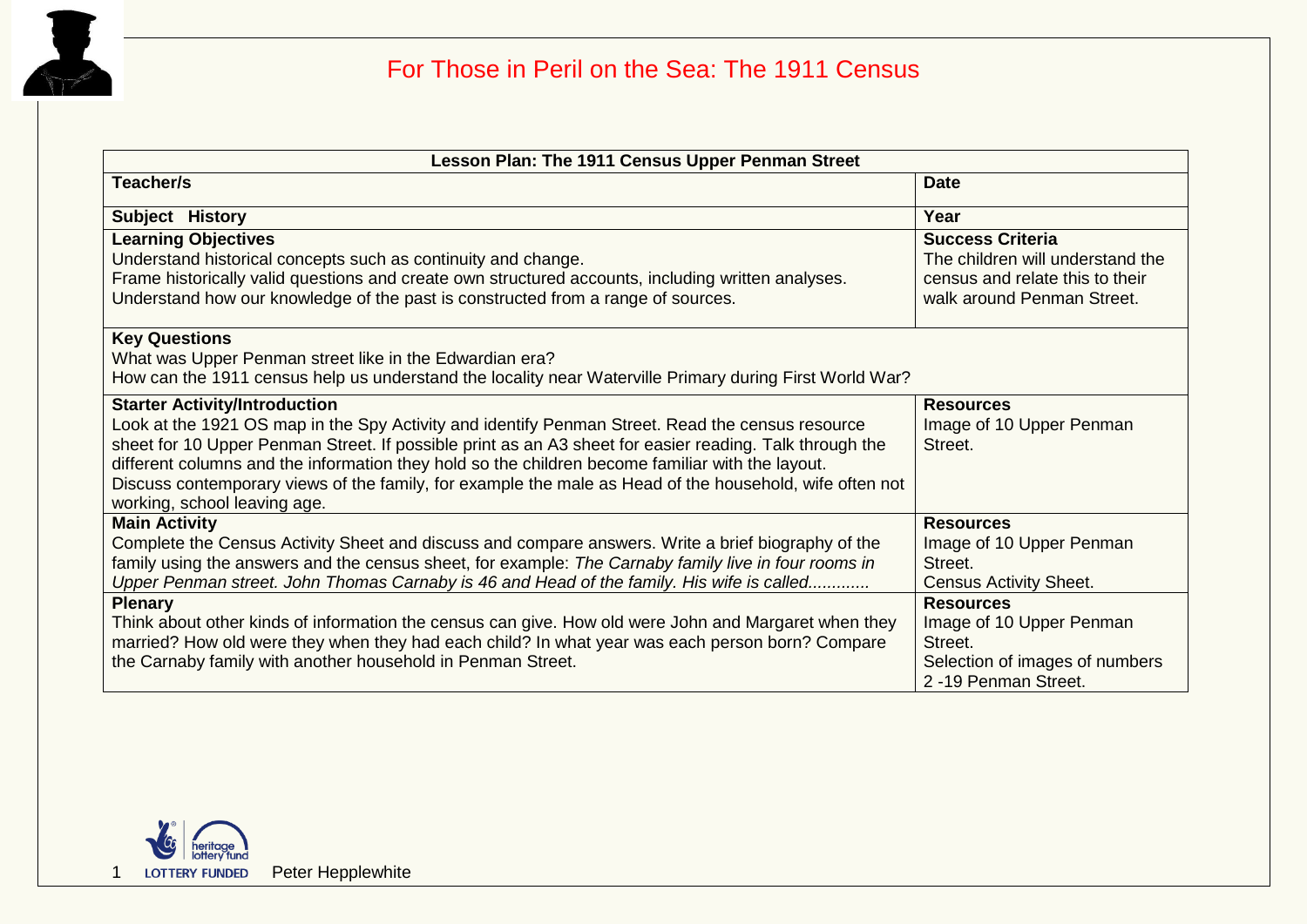# For Those in Peril on the Sea: The 1911 Census

| **Lesson Plan: The 1911 Census Upper Penman Street** | |
|---|---|
| **Teacher/s** | **Date** |
| **Subject History** | **Year** |
| **Learning Objectives**<br>Understand historical concepts such as continuity and change.<br>Frame historically valid questions and create own structured accounts, including written analyses.<br>Understand how our knowledge of the past is constructed from a range of sources. | **Success Criteria**<br>The children will understand the census and relate this to their walk around Penman Street. |
| **Key Questions**<br>What was Upper Penman street like in the Edwardian era?<br>How can the 1911 census help us understand the locality near Waterville Primary during First World War? | |
| **Starter Activity/Introduction**<br>Look at the 1921 OS map in the Spy Activity and identify Penman Street. Read the census resource sheet for 10 Upper Penman Street. If possible print as an A3 sheet for easier reading. Talk through the different columns and the information they hold so the children become familiar with the layout.<br>Discuss contemporary views of the family, for example the male as Head of the household, wife often not working, school leaving age. | **Resources**<br>Image of 10 Upper Penman Street. |
| **Main Activity**<br>Complete the Census Activity Sheet and discuss and compare answers. Write a brief biography of the family using the answers and the census sheet, for example: *The Carnaby family live in four rooms in Upper Penman street. John Thomas Carnaby is 46 and Head of the family. His wife is called............* | **Resources**<br>Image of 10 Upper Penman Street.<br>Census Activity Sheet. |
| **Plenary**<br>Think about other kinds of information the census can give. How old were John and Margaret when they married? How old were they when they had each child? In what year was each person born? Compare the Carnaby family with another household in Penman Street. | **Resources**<br>Image of 10 Upper Penman Street.<br>Selection of images of numbers 2 -19 Penman Street. |

Peter Hepplewhite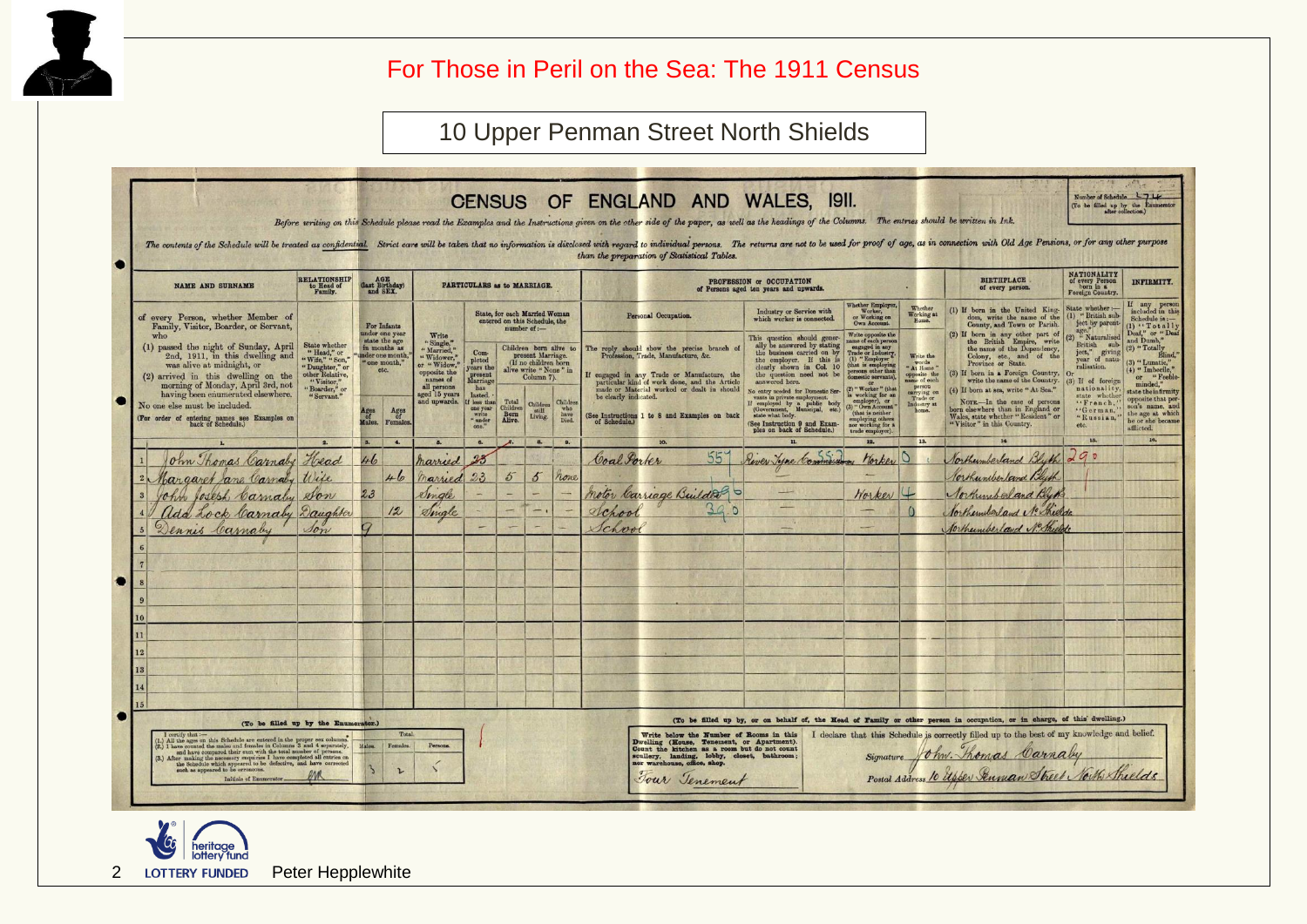# For Those in Peril on the Sea: The 1911 Census

## 10 Upper Penman Street North Shields

### CENSUS OF ENGLAND AND WALES, 1911.

Number of Schedule: 174

*Before writing on this Schedule please read the Examples and the Instructions given on the other side of the paper, as well as the headings of the Columns. The entries should be written in Ink.*

*The contents of the Schedule will be treated as confidential. Strict care will be taken that no information is disclosed with regard to individual persons. The returns are not to be used for proof of age, as in connection with Old Age Pensions, or for any other purpose than the preparation of Statistical Tables.*

| | Name and Surname | Relationship to Head of Family | Age (Males) | Age (Females) | Particulars as to Marriage | Completed years the present Marriage has lasted | Total Children Born Alive | Children still Living | Children who have Died | Personal Occupation | Industry or Service with which worker is connected | Whether Employer, Worker, or Working on Own Account | Whether Working at Home | Birthplace of every person | Nationality | Infirmity |
|---|---|---|---|---|---|---|---|---|---|---|---|---|---|---|---|---|
| 1. | | 2. | 3. | 4. | 5. | 6. | 7. | 8. | 9. | 10. | 11. | 12. | 13. | 14. | 15. | 16. |
| 1 | John Thomas Carnaby | Head | 46 | | Married | 23 | | | | Coal Porter 557 | River Tyne Commission 552 | Worker 0 | | Northumberland Blyth 290 | | |
| 2 | Margaret Jane Carnaby | Wife | | 46 | Married | 23 | 5 | 5 | None | | | | | Northumberland Blyth | | |
| 3 | John Joseph Carnaby | Son | 23 | | Single | | | | | Motor Carriage Builder 396 | | Worker 4 | | Northumberland Blyth | | |
| 4 | Ada Lock Carnaby | Daughter | | 12 | Single | | | | | School 390 | | 0 | | Northumberland N Shields | | |
| 5 | Dennis Carnaby | Son | 9 | | | | | | | School | | | | Northumberland N Shields | | |

(To be filled up by the Enumerator.) Total: Males 3, Females 2, Persons 5. Initials of Enumerator: JMR

Write below the Number of Rooms in this Dwelling (House, Tenement, or Apartment). Count the kitchen as a room but do not count scullery, landing, lobby, closet, bathroom; nor warehouse, office, shop.

Four Tenement

I declare that this Schedule is correctly filled up to the best of my knowledge and belief.

Signature: John Thomas Carnaby

Postal Address: 10 Upper Penman Street North Shields

Heritage Lottery Fund — LOTTERY FUNDED

Peter Hepplewhite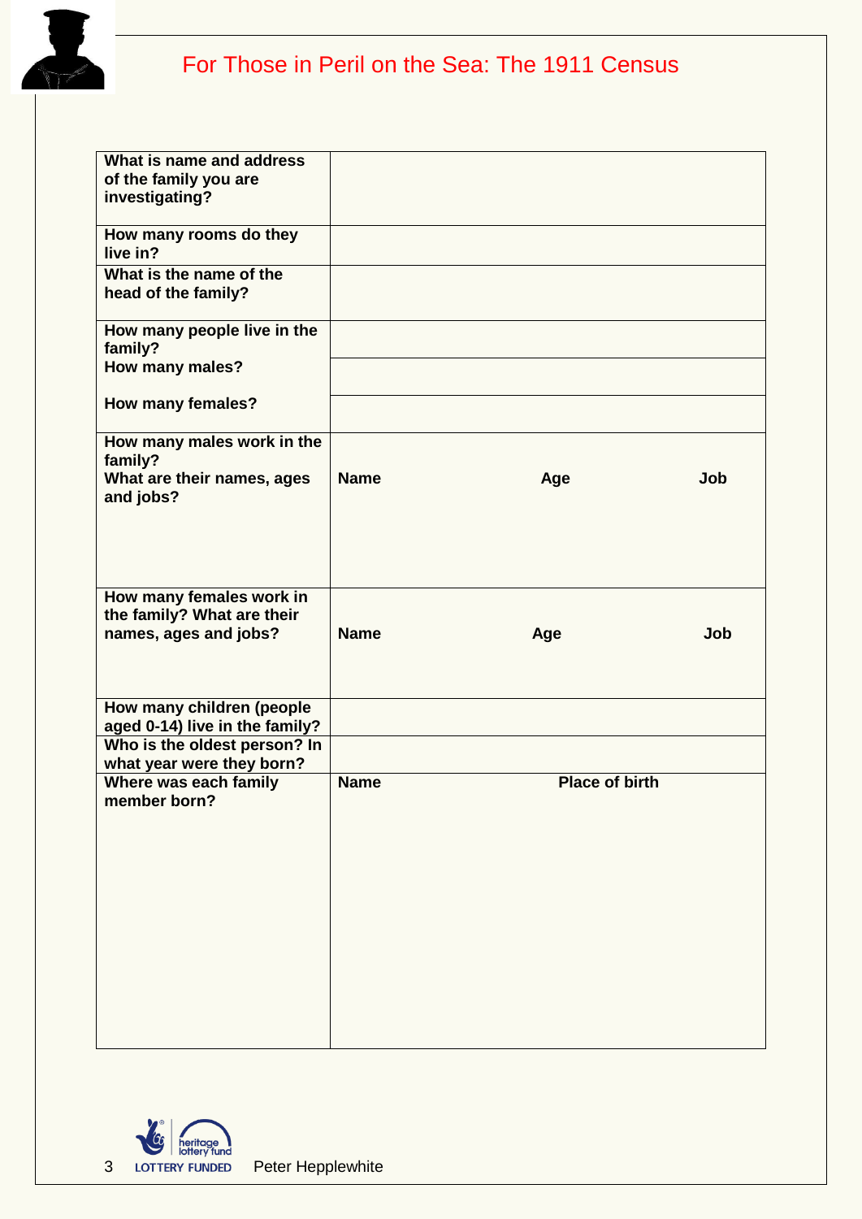# For Those in Peril on the Sea: The 1911 Census

| | | | |
|---|---|---|---|
| **What is name and address of the family you are investigating?** | | | |
| **How many rooms do they live in?** | | | |
| **What is the name of the head of the family?** | | | |
| **How many people live in the family?** | | | |
| **How many males?** | | | |
| **How many females?** | | | |
| **How many males work in the family? What are their names, ages and jobs?** | **Name** | **Age** | **Job** |
| **How many females work in the family? What are their names, ages and jobs?** | **Name** | **Age** | **Job** |
| **How many children (people aged 0-14) live in the family?** | | | |
| **Who is the oldest person? In what year were they born?** | | | |
| **Where was each family member born?** | **Name** | **Place of birth** | |

Peter Hepplewhite